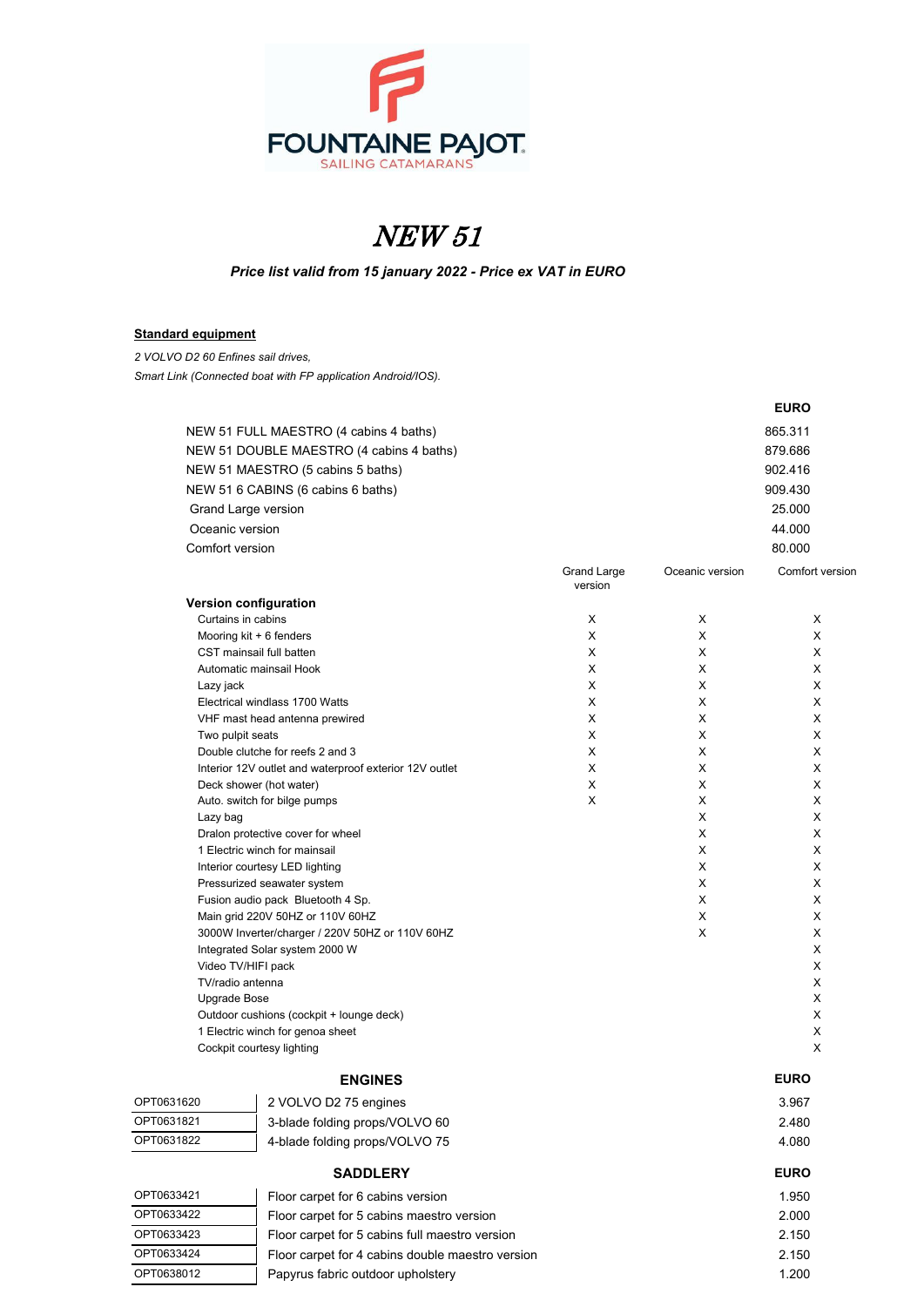FOUNTAINE PAJOT
SAILING CATAMARANS

# NEW 51

***Price list valid from 15 january 2022 - Price ex VAT in EURO***

**Standard equipment**

*2 VOLVO D2 60 Enfines sail drives,*
*Smart Link (Connected boat with FP application Android/IOS).*

| | EURO |
|---|---|
| NEW 51 FULL MAESTRO (4 cabins 4 baths) | 865.311 |
| NEW 51 DOUBLE MAESTRO (4 cabins 4 baths) | 879.686 |
| NEW 51 MAESTRO (5 cabins 5 baths) | 902.416 |
| NEW 51 6 CABINS (6 cabins 6 baths) | 909.430 |
| Grand Large version | 25.000 |
| Oceanic version | 44.000 |
| Comfort version | 80.000 |

| **Version configuration** | Grand Large version | Oceanic version | Comfort version |
|---|---|---|---|
| Curtains in cabins | X | X | X |
| Mooring kit + 6 fenders | X | X | X |
| CST mainsail full batten | X | X | X |
| Automatic mainsail Hook | X | X | X |
| Lazy jack | X | X | X |
| Electrical windlass 1700 Watts | X | X | X |
| VHF mast head antenna prewired | X | X | X |
| Two pulpit seats | X | X | X |
| Double clutche for reefs 2 and 3 | X | X | X |
| Interior 12V outlet and waterproof exterior 12V outlet | X | X | X |
| Deck shower (hot water) | X | X | X |
| Auto. switch for bilge pumps | X | X | X |
| Lazy bag | | X | X |
| Dralon protective cover for wheel | | X | X |
| 1 Electric winch for mainsail | | X | X |
| Interior courtesy LED lighting | | X | X |
| Pressurized seawater system | | X | X |
| Fusion audio pack Bluetooth 4 Sp. | | X | X |
| Main grid 220V 50HZ or 110V 60HZ | | X | X |
| 3000W Inverter/charger / 220V 50HZ or 110V 60HZ | | X | X |
| Integrated Solar system 2000 W | | | X |
| Video TV/HIFI pack | | | X |
| TV/radio antenna | | | X |
| Upgrade Bose | | | X |
| Outdoor cushions (cockpit + lounge deck) | | | X |
| 1 Electric winch for genoa sheet | | | X |
| Cockpit courtesy lighting | | | X |

## ENGINES

| | | EURO |
|---|---|---|
| OPT0631620 | 2 VOLVO D2 75 engines | 3.967 |
| OPT0631821 | 3-blade folding props/VOLVO 60 | 2.480 |
| OPT0631822 | 4-blade folding props/VOLVO 75 | 4.080 |

## SADDLERY

| | | EURO |
|---|---|---|
| OPT0633421 | Floor carpet for 6 cabins version | 1.950 |
| OPT0633422 | Floor carpet for 5 cabins maestro version | 2.000 |
| OPT0633423 | Floor carpet for 5 cabins full maestro version | 2.150 |
| OPT0633424 | Floor carpet for 4 cabins double maestro version | 2.150 |
| OPT0638012 | Papyrus fabric outdoor upholstery | 1.200 |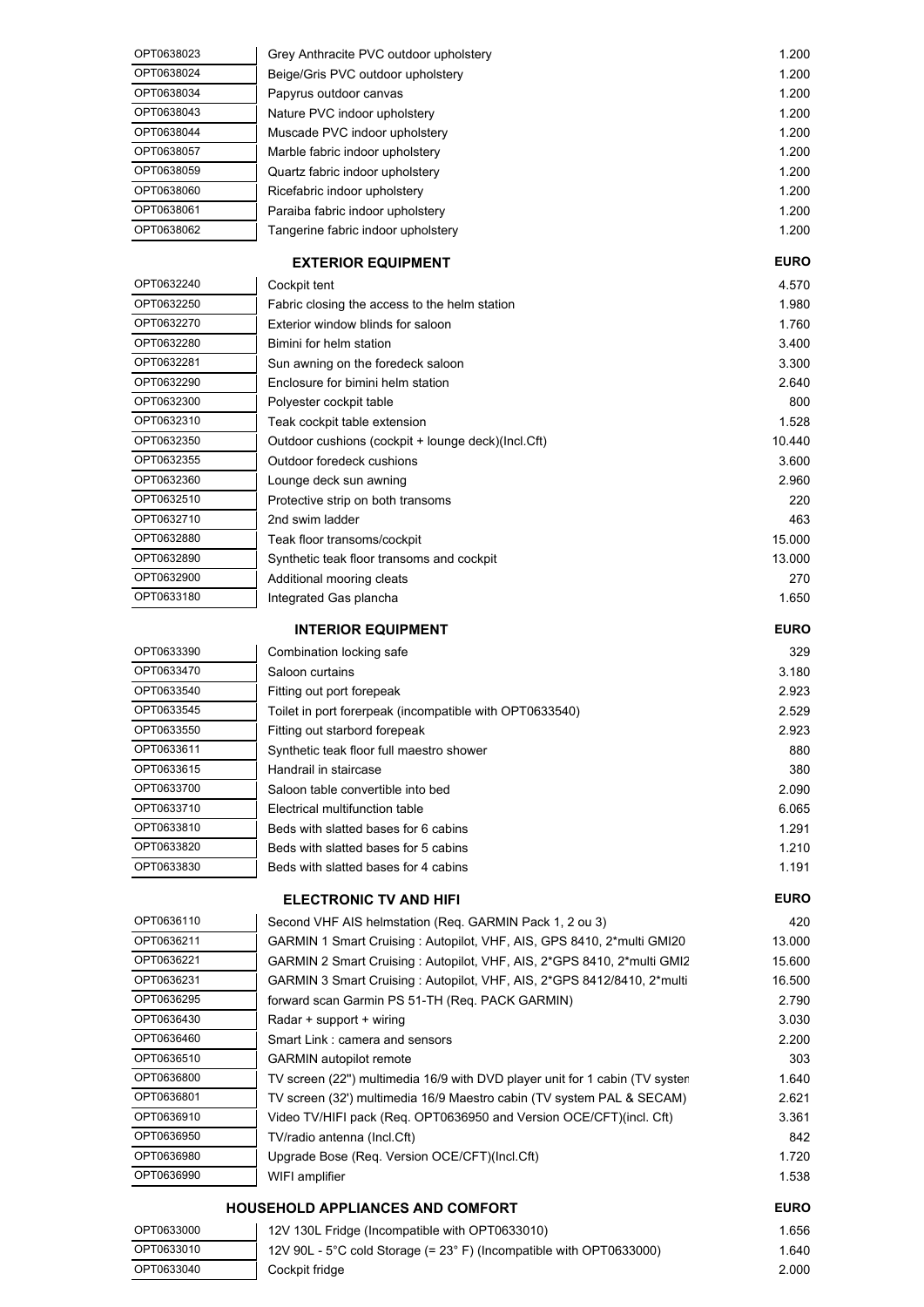| | | |
|---|---|---|
| OPT0638023 | Grey Anthracite PVC outdoor upholstery | 1.200 |
| OPT0638024 | Beige/Gris PVC outdoor upholstery | 1.200 |
| OPT0638034 | Papyrus outdoor canvas | 1.200 |
| OPT0638043 | Nature PVC indoor upholstery | 1.200 |
| OPT0638044 | Muscade PVC indoor upholstery | 1.200 |
| OPT0638057 | Marble fabric indoor upholstery | 1.200 |
| OPT0638059 | Quartz fabric indoor upholstery | 1.200 |
| OPT0638060 | Ricefabric indoor upholstery | 1.200 |
| OPT0638061 | Paraiba fabric indoor upholstery | 1.200 |
| OPT0638062 | Tangerine fabric indoor upholstery | 1.200 |

| | **EXTERIOR EQUIPMENT** | **EURO** |
|---|---|---|
| OPT0632240 | Cockpit tent | 4.570 |
| OPT0632250 | Fabric closing the access to the helm station | 1.980 |
| OPT0632270 | Exterior window blinds for saloon | 1.760 |
| OPT0632280 | Bimini for helm station | 3.400 |
| OPT0632281 | Sun awning on the foredeck saloon | 3.300 |
| OPT0632290 | Enclosure for bimini helm station | 2.640 |
| OPT0632300 | Polyester cockpit table | 800 |
| OPT0632310 | Teak cockpit table extension | 1.528 |
| OPT0632350 | Outdoor cushions (cockpit + lounge deck)(Incl.Cft) | 10.440 |
| OPT0632355 | Outdoor foredeck cushions | 3.600 |
| OPT0632360 | Lounge deck sun awning | 2.960 |
| OPT0632510 | Protective strip on both transoms | 220 |
| OPT0632710 | 2nd swim ladder | 463 |
| OPT0632880 | Teak floor transoms/cockpit | 15.000 |
| OPT0632890 | Synthetic teak floor transoms and cockpit | 13.000 |
| OPT0632900 | Additional mooring cleats | 270 |
| OPT0633180 | Integrated Gas plancha | 1.650 |

| | **INTERIOR EQUIPMENT** | **EURO** |
|---|---|---|
| OPT0633390 | Combination locking safe | 329 |
| OPT0633470 | Saloon curtains | 3.180 |
| OPT0633540 | Fitting out port forepeak | 2.923 |
| OPT0633545 | Toilet in port forerpeak (incompatible with OPT0633540) | 2.529 |
| OPT0633550 | Fitting out starbord forepeak | 2.923 |
| OPT0633611 | Synthetic teak floor full maestro shower | 880 |
| OPT0633615 | Handrail in staircase | 380 |
| OPT0633700 | Saloon table convertible into bed | 2.090 |
| OPT0633710 | Electrical multifunction table | 6.065 |
| OPT0633810 | Beds with slatted bases for 6 cabins | 1.291 |
| OPT0633820 | Beds with slatted bases for 5 cabins | 1.210 |
| OPT0633830 | Beds with slatted bases for 4 cabins | 1.191 |

| | **ELECTRONIC TV AND HIFI** | **EURO** |
|---|---|---|
| OPT0636110 | Second VHF AIS helmstation (Req. GARMIN Pack 1, 2 ou 3) | 420 |
| OPT0636211 | GARMIN 1 Smart Cruising : Autopilot, VHF, AIS, GPS 8410, 2*multi GMI20 | 13.000 |
| OPT0636221 | GARMIN 2 Smart Cruising : Autopilot, VHF, AIS, 2*GPS 8410, 2*multi GMI2 | 15.600 |
| OPT0636231 | GARMIN 3 Smart Cruising : Autopilot, VHF, AIS, 2*GPS 8412/8410, 2*multi | 16.500 |
| OPT0636295 | forward scan Garmin PS 51-TH (Req. PACK GARMIN) | 2.790 |
| OPT0636430 | Radar + support + wiring | 3.030 |
| OPT0636460 | Smart Link : camera and sensors | 2.200 |
| OPT0636510 | GARMIN autopilot remote | 303 |
| OPT0636800 | TV screen (22'') multimedia 16/9 with DVD player unit for 1 cabin (TV systen | 1.640 |
| OPT0636801 | TV screen (32') multimedia 16/9 Maestro cabin (TV system PAL & SECAM) | 2.621 |
| OPT0636910 | Video TV/HIFI pack (Req. OPT0636950 and Version OCE/CFT)(incl. Cft) | 3.361 |
| OPT0636950 | TV/radio antenna (Incl.Cft) | 842 |
| OPT0636980 | Upgrade Bose (Req. Version OCE/CFT)(Incl.Cft) | 1.720 |
| OPT0636990 | WIFI amplifier | 1.538 |

| | **HOUSEHOLD APPLIANCES AND COMFORT** | **EURO** |
|---|---|---|
| OPT0633000 | 12V 130L Fridge (Incompatible with OPT0633010) | 1.656 |
| OPT0633010 | 12V 90L - 5°C cold Storage (= 23° F) (Incompatible with OPT0633000) | 1.640 |
| OPT0633040 | Cockpit fridge | 2.000 |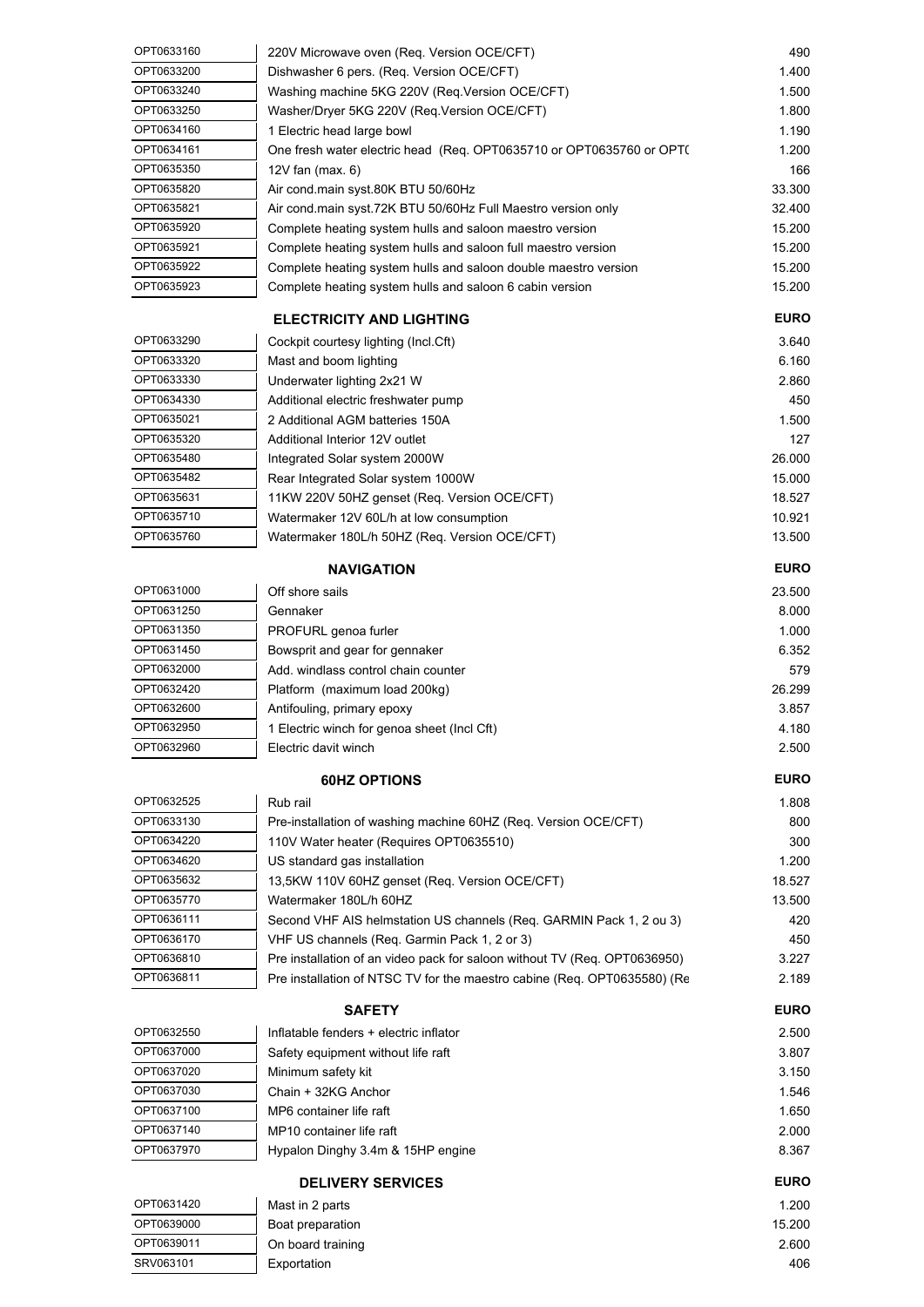| | | |
|---|---|---|
| OPT0633160 | 220V Microwave oven (Req. Version OCE/CFT) | 490 |
| OPT0633200 | Dishwasher 6 pers. (Req. Version OCE/CFT) | 1.400 |
| OPT0633240 | Washing machine 5KG 220V (Req.Version OCE/CFT) | 1.500 |
| OPT0633250 | Washer/Dryer 5KG 220V (Req.Version OCE/CFT) | 1.800 |
| OPT0634160 | 1 Electric head large bowl | 1.190 |
| OPT0634161 | One fresh water electric head (Req. OPT0635710 or OPT0635760 or OPT( | 1.200 |
| OPT0635350 | 12V fan (max. 6) | 166 |
| OPT0635820 | Air cond.main syst.80K BTU 50/60Hz | 33.300 |
| OPT0635821 | Air cond.main syst.72K BTU 50/60Hz Full Maestro version only | 32.400 |
| OPT0635920 | Complete heating system hulls and saloon maestro version | 15.200 |
| OPT0635921 | Complete heating system hulls and saloon full maestro version | 15.200 |
| OPT0635922 | Complete heating system hulls and saloon double maestro version | 15.200 |
| OPT0635923 | Complete heating system hulls and saloon 6 cabin version | 15.200 |

| | ELECTRICITY AND LIGHTING | EURO |
|---|---|---|
| OPT0633290 | Cockpit courtesy lighting (Incl.Cft) | 3.640 |
| OPT0633320 | Mast and boom lighting | 6.160 |
| OPT0633330 | Underwater lighting 2x21 W | 2.860 |
| OPT0634330 | Additional electric freshwater pump | 450 |
| OPT0635021 | 2 Additional AGM batteries 150A | 1.500 |
| OPT0635320 | Additional Interior 12V outlet | 127 |
| OPT0635480 | Integrated Solar system 2000W | 26.000 |
| OPT0635482 | Rear Integrated Solar system 1000W | 15.000 |
| OPT0635631 | 11KW 220V 50HZ genset (Req. Version OCE/CFT) | 18.527 |
| OPT0635710 | Watermaker 12V 60L/h at low consumption | 10.921 |
| OPT0635760 | Watermaker 180L/h 50HZ (Req. Version OCE/CFT) | 13.500 |

| | NAVIGATION | EURO |
|---|---|---|
| OPT0631000 | Off shore sails | 23.500 |
| OPT0631250 | Gennaker | 8.000 |
| OPT0631350 | PROFURL genoa furler | 1.000 |
| OPT0631450 | Bowsprit and gear for gennaker | 6.352 |
| OPT0632000 | Add. windlass control chain counter | 579 |
| OPT0632420 | Platform (maximum load 200kg) | 26.299 |
| OPT0632600 | Antifouling, primary epoxy | 3.857 |
| OPT0632950 | 1 Electric winch for genoa sheet (Incl Cft) | 4.180 |
| OPT0632960 | Electric davit winch | 2.500 |

| | 60HZ OPTIONS | EURO |
|---|---|---|
| OPT0632525 | Rub rail | 1.808 |
| OPT0633130 | Pre-installation of washing machine 60HZ (Req. Version OCE/CFT) | 800 |
| OPT0634220 | 110V Water heater (Requires OPT0635510) | 300 |
| OPT0634620 | US standard gas installation | 1.200 |
| OPT0635632 | 13,5KW 110V 60HZ genset (Req. Version OCE/CFT) | 18.527 |
| OPT0635770 | Watermaker 180L/h 60HZ | 13.500 |
| OPT0636111 | Second VHF AIS helmstation US channels (Req. GARMIN Pack 1, 2 ou 3) | 420 |
| OPT0636170 | VHF US channels (Req. Garmin Pack 1, 2 or 3) | 450 |
| OPT0636810 | Pre installation of an video pack for saloon without TV (Req. OPT0636950) | 3.227 |
| OPT0636811 | Pre installation of NTSC TV for the maestro cabine (Req. OPT0635580) (Re | 2.189 |

| | SAFETY | EURO |
|---|---|---|
| OPT0632550 | Inflatable fenders + electric inflator | 2.500 |
| OPT0637000 | Safety equipment without life raft | 3.807 |
| OPT0637020 | Minimum safety kit | 3.150 |
| OPT0637030 | Chain + 32KG Anchor | 1.546 |
| OPT0637100 | MP6 container life raft | 1.650 |
| OPT0637140 | MP10 container life raft | 2.000 |
| OPT0637970 | Hypalon Dinghy 3.4m & 15HP engine | 8.367 |

| | DELIVERY SERVICES | EURO |
|---|---|---|
| OPT0631420 | Mast in 2 parts | 1.200 |
| OPT0639000 | Boat preparation | 15.200 |
| OPT0639011 | On board training | 2.600 |
| SRV063101 | Exportation | 406 |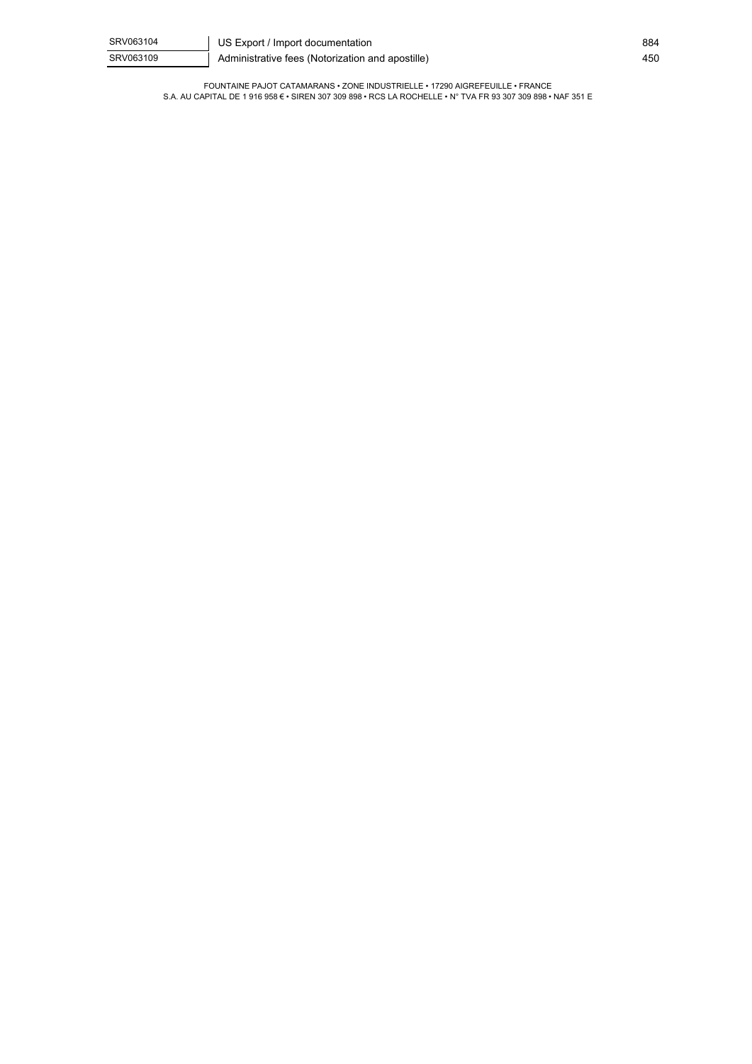| | | |
|---|---|---|
| SRV063104 | US Export / Import documentation | 884 |
| SRV063109 | Administrative fees (Notorization and apostille) | 450 |